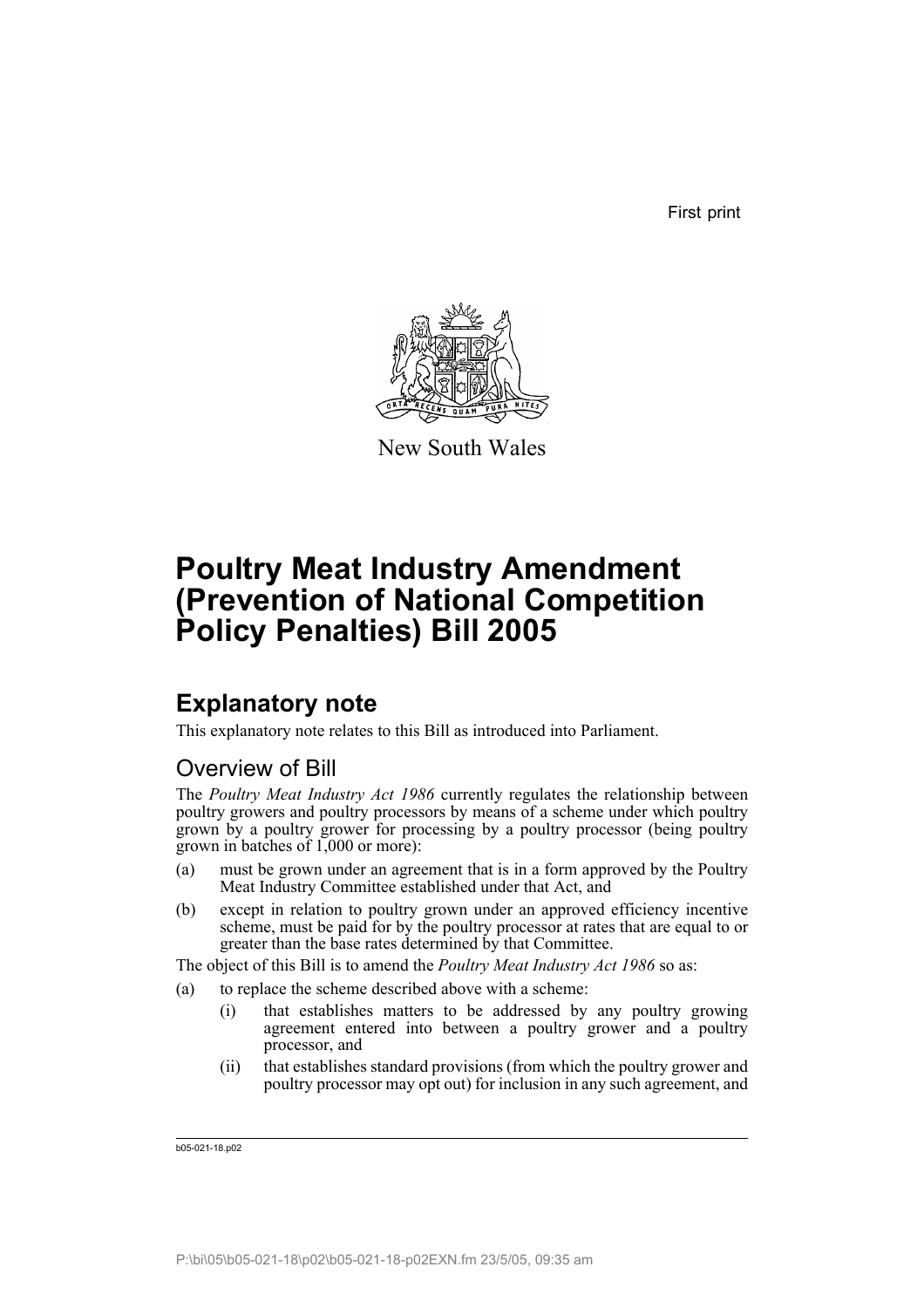First print

New South Wales

# Poultry Meat Industry Amendment (Prevention of National Competition Policy Penalties) Bill 2005

## Explanatory note

This explanatory note relates to this Bill as introduced into Parliament.

### Overview of Bill

The *Poultry Meat Industry Act 1986* currently regulates the relationship between poultry growers and poultry processors by means of a scheme under which poultry grown by a poultry grower for processing by a poultry processor (being poultry grown in batches of 1,000 or more):

(a) must be grown under an agreement that is in a form approved by the Poultry Meat Industry Committee established under that Act, and

(b) except in relation to poultry grown under an approved efficiency incentive scheme, must be paid for by the poultry processor at rates that are equal to or greater than the base rates determined by that Committee.

The object of this Bill is to amend the *Poultry Meat Industry Act 1986* so as:

(a) to replace the scheme described above with a scheme:

   (i) that establishes matters to be addressed by any poultry growing agreement entered into between a poultry grower and a poultry processor, and

   (ii) that establishes standard provisions (from which the poultry grower and poultry processor may opt out) for inclusion in any such agreement, and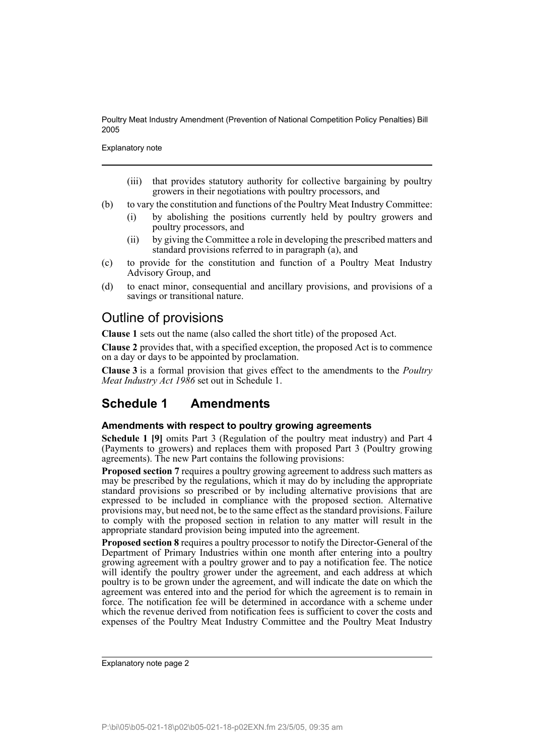(iii) that provides statutory authority for collective bargaining by poultry growers in their negotiations with poultry processors, and

(b) to vary the constitution and functions of the Poultry Meat Industry Committee:

  (i) by abolishing the positions currently held by poultry growers and poultry processors, and

  (ii) by giving the Committee a role in developing the prescribed matters and standard provisions referred to in paragraph (a), and

(c) to provide for the constitution and function of a Poultry Meat Industry Advisory Group, and

(d) to enact minor, consequential and ancillary provisions, and provisions of a savings or transitional nature.

## Outline of provisions

**Clause 1** sets out the name (also called the short title) of the proposed Act.

**Clause 2** provides that, with a specified exception, the proposed Act is to commence on a day or days to be appointed by proclamation.

**Clause 3** is a formal provision that gives effect to the amendments to the *Poultry Meat Industry Act 1986* set out in Schedule 1.

## Schedule 1 Amendments

### Amendments with respect to poultry growing agreements

**Schedule 1 [9]** omits Part 3 (Regulation of the poultry meat industry) and Part 4 (Payments to growers) and replaces them with proposed Part 3 (Poultry growing agreements). The new Part contains the following provisions:

**Proposed section 7** requires a poultry growing agreement to address such matters as may be prescribed by the regulations, which it may do by including the appropriate standard provisions so prescribed or by including alternative provisions that are expressed to be included in compliance with the proposed section. Alternative provisions may, but need not, be to the same effect as the standard provisions. Failure to comply with the proposed section in relation to any matter will result in the appropriate standard provision being imputed into the agreement.

**Proposed section 8** requires a poultry processor to notify the Director-General of the Department of Primary Industries within one month after entering into a poultry growing agreement with a poultry grower and to pay a notification fee. The notice will identify the poultry grower under the agreement, and each address at which poultry is to be grown under the agreement, and will indicate the date on which the agreement was entered into and the period for which the agreement is to remain in force. The notification fee will be determined in accordance with a scheme under which the revenue derived from notification fees is sufficient to cover the costs and expenses of the Poultry Meat Industry Committee and the Poultry Meat Industry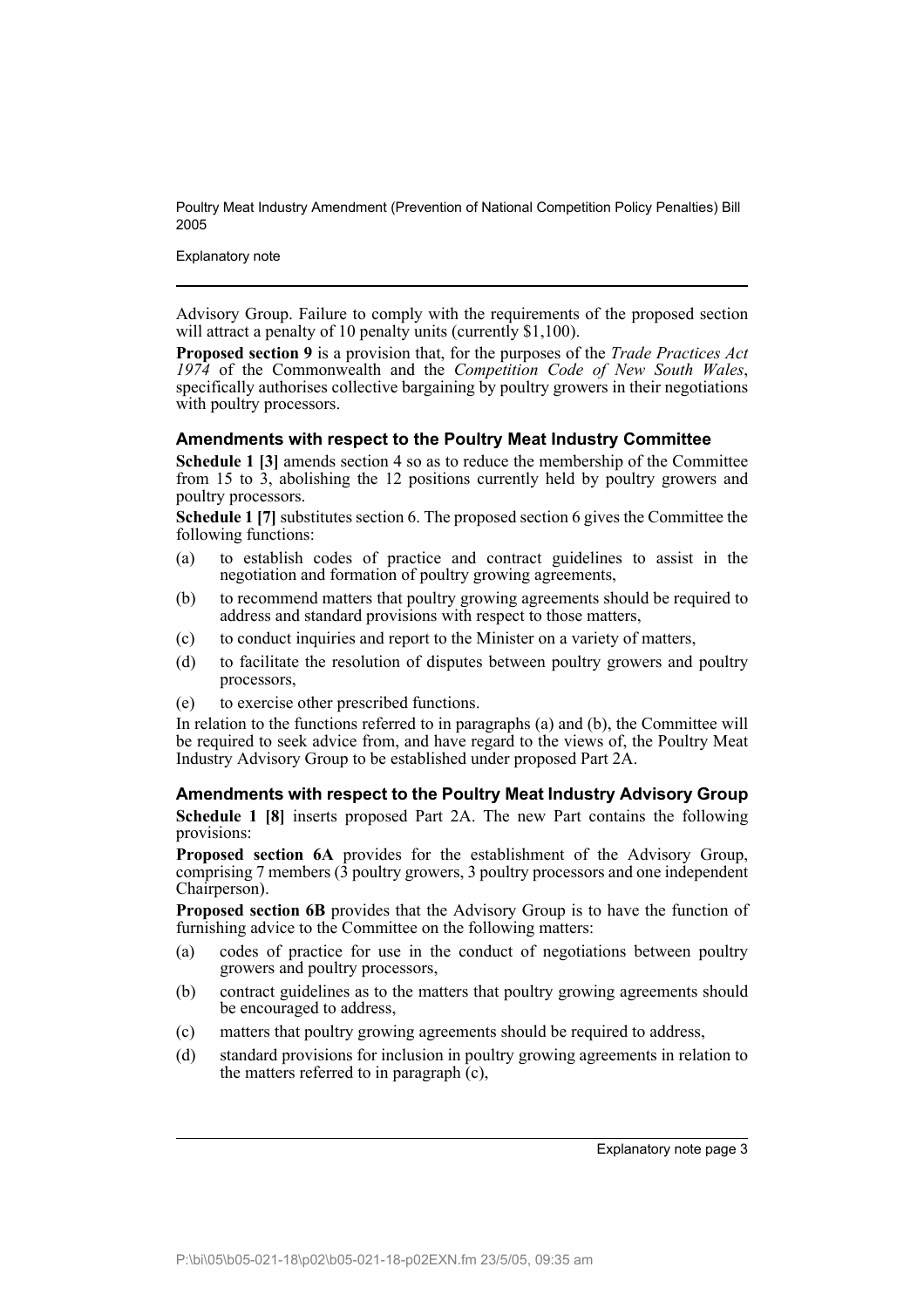Advisory Group. Failure to comply with the requirements of the proposed section will attract a penalty of 10 penalty units (currently $1,100).

**Proposed section 9** is a provision that, for the purposes of the *Trade Practices Act 1974* of the Commonwealth and the *Competition Code of New South Wales*, specifically authorises collective bargaining by poultry growers in their negotiations with poultry processors.

### Amendments with respect to the Poultry Meat Industry Committee

**Schedule 1 [3]** amends section 4 so as to reduce the membership of the Committee from 15 to 3, abolishing the 12 positions currently held by poultry growers and poultry processors.

**Schedule 1 [7]** substitutes section 6. The proposed section 6 gives the Committee the following functions:

(a) to establish codes of practice and contract guidelines to assist in the negotiation and formation of poultry growing agreements,

(b) to recommend matters that poultry growing agreements should be required to address and standard provisions with respect to those matters,

(c) to conduct inquiries and report to the Minister on a variety of matters,

(d) to facilitate the resolution of disputes between poultry growers and poultry processors,

(e) to exercise other prescribed functions.

In relation to the functions referred to in paragraphs (a) and (b), the Committee will be required to seek advice from, and have regard to the views of, the Poultry Meat Industry Advisory Group to be established under proposed Part 2A.

### Amendments with respect to the Poultry Meat Industry Advisory Group

**Schedule 1 [8]** inserts proposed Part 2A. The new Part contains the following provisions:

**Proposed section 6A** provides for the establishment of the Advisory Group, comprising 7 members (3 poultry growers, 3 poultry processors and one independent Chairperson).

**Proposed section 6B** provides that the Advisory Group is to have the function of furnishing advice to the Committee on the following matters:

(a) codes of practice for use in the conduct of negotiations between poultry growers and poultry processors,

(b) contract guidelines as to the matters that poultry growing agreements should be encouraged to address,

(c) matters that poultry growing agreements should be required to address,

(d) standard provisions for inclusion in poultry growing agreements in relation to the matters referred to in paragraph (c),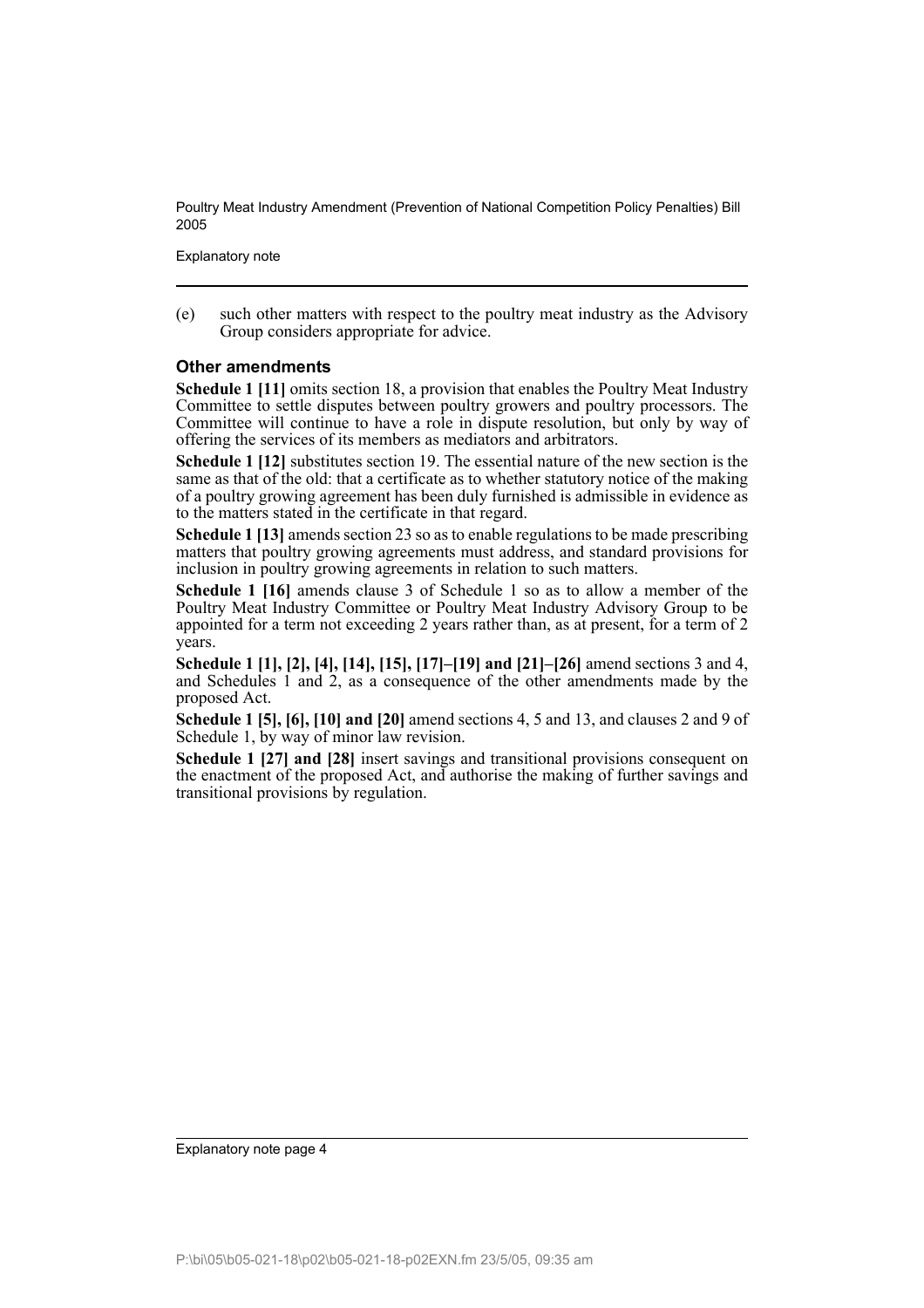(e) such other matters with respect to the poultry meat industry as the Advisory Group considers appropriate for advice.

### Other amendments

**Schedule 1 [11]** omits section 18, a provision that enables the Poultry Meat Industry Committee to settle disputes between poultry growers and poultry processors. The Committee will continue to have a role in dispute resolution, but only by way of offering the services of its members as mediators and arbitrators.

**Schedule 1 [12]** substitutes section 19. The essential nature of the new section is the same as that of the old: that a certificate as to whether statutory notice of the making of a poultry growing agreement has been duly furnished is admissible in evidence as to the matters stated in the certificate in that regard.

**Schedule 1 [13]** amends section 23 so as to enable regulations to be made prescribing matters that poultry growing agreements must address, and standard provisions for inclusion in poultry growing agreements in relation to such matters.

**Schedule 1 [16]** amends clause 3 of Schedule 1 so as to allow a member of the Poultry Meat Industry Committee or Poultry Meat Industry Advisory Group to be appointed for a term not exceeding 2 years rather than, as at present, for a term of 2 years.

**Schedule 1 [1], [2], [4], [14], [15], [17]–[19] and [21]–[26]** amend sections 3 and 4, and Schedules 1 and 2, as a consequence of the other amendments made by the proposed Act.

**Schedule 1 [5], [6], [10] and [20]** amend sections 4, 5 and 13, and clauses 2 and 9 of Schedule 1, by way of minor law revision.

**Schedule 1 [27] and [28]** insert savings and transitional provisions consequent on the enactment of the proposed Act, and authorise the making of further savings and transitional provisions by regulation.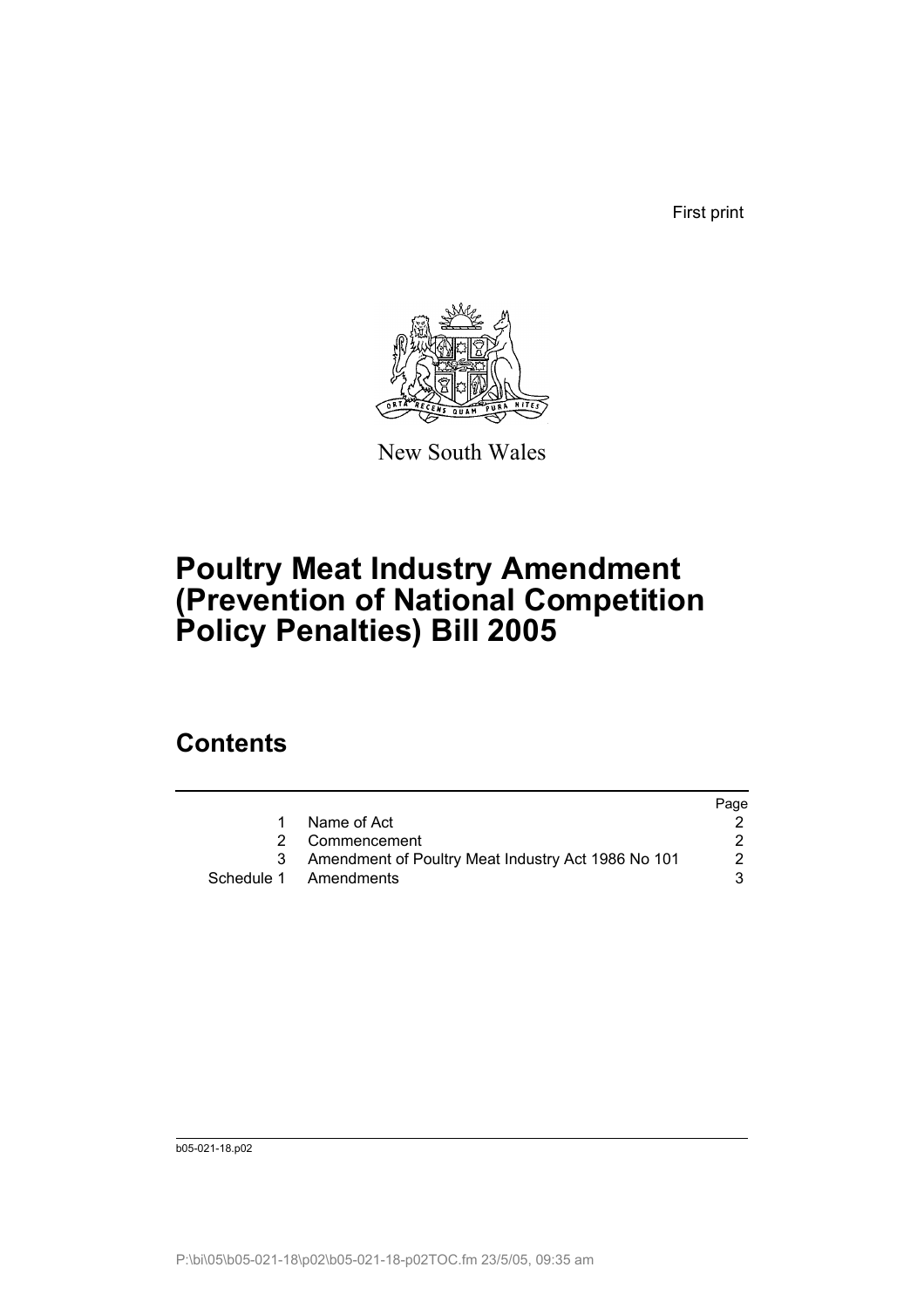First print

New South Wales

# Poultry Meat Industry Amendment (Prevention of National Competition Policy Penalties) Bill 2005

## Contents

| | | Page |
|---|---|---|
| 1 | Name of Act | 2 |
| 2 | Commencement | 2 |
| 3 | Amendment of Poultry Meat Industry Act 1986 No 101 | 2 |
| Schedule 1 | Amendments | 3 |

b05-021-18.p02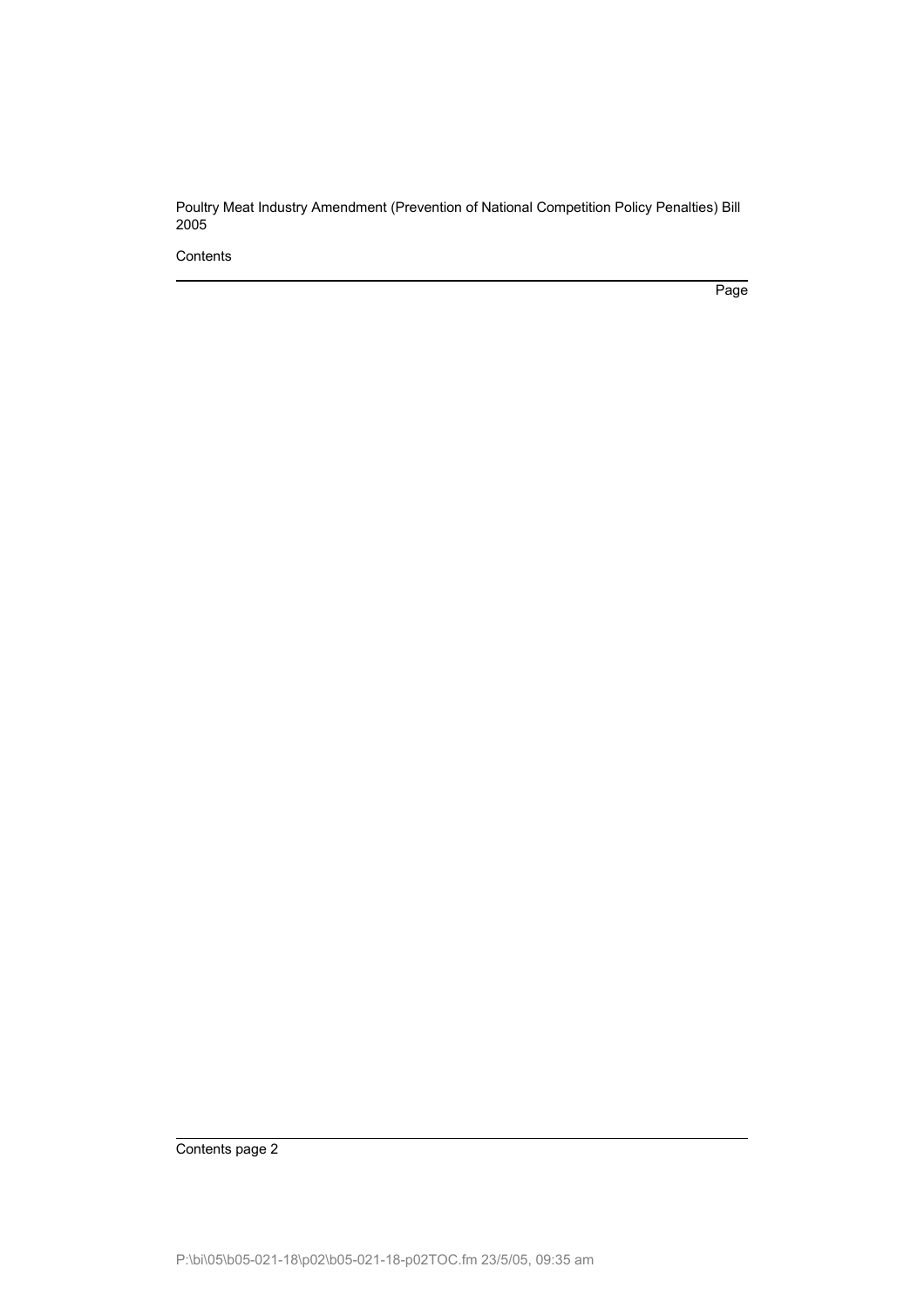Poultry Meat Industry Amendment (Prevention of National Competition Policy Penalties) Bill 2005

Contents

Page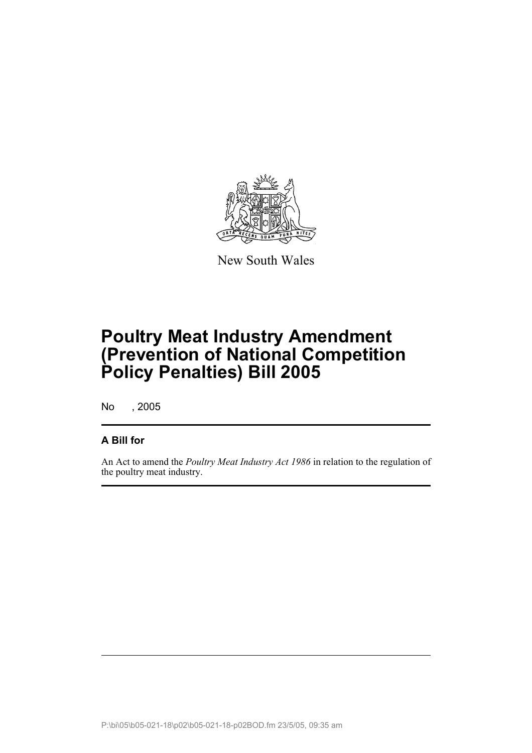New South Wales

# Poultry Meat Industry Amendment (Prevention of National Competition Policy Penalties) Bill 2005

No , 2005

## A Bill for

An Act to amend the *Poultry Meat Industry Act 1986* in relation to the regulation of the poultry meat industry.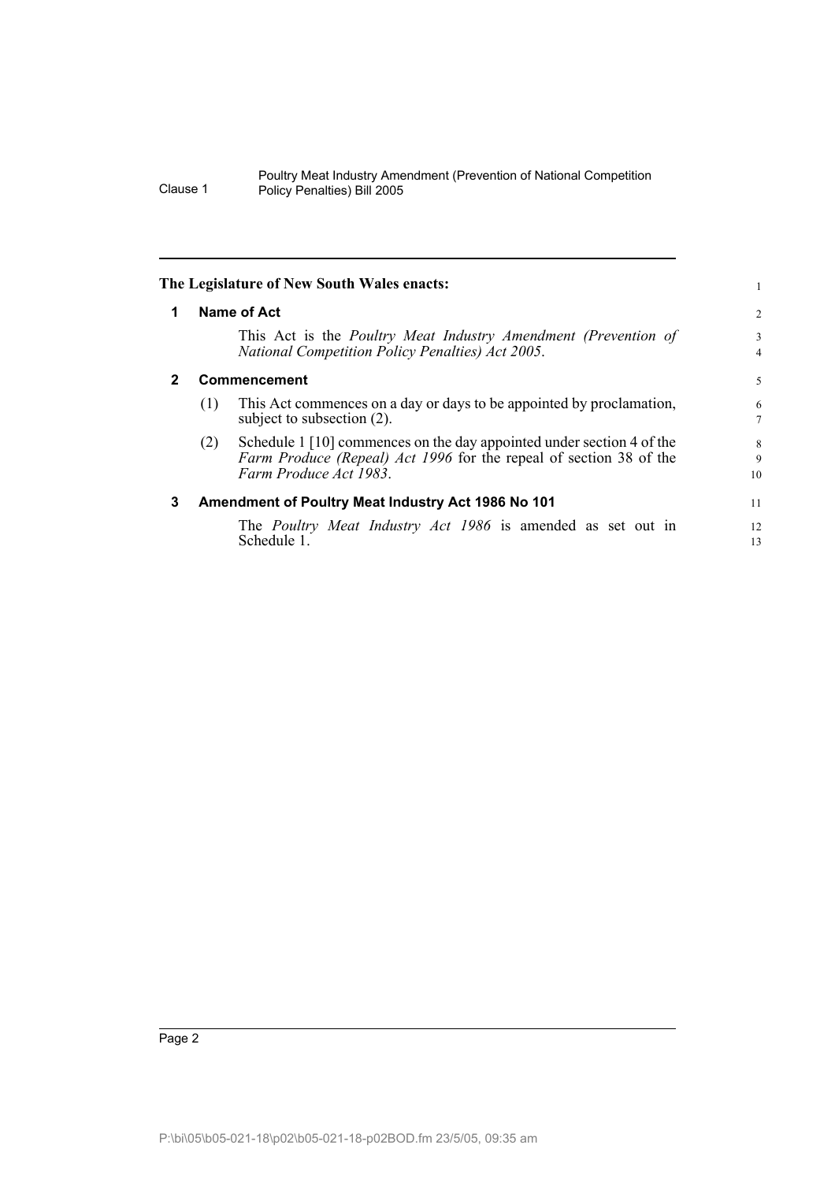**The Legislature of New South Wales enacts:**

## 1 Name of Act

This Act is the *Poultry Meat Industry Amendment (Prevention of National Competition Policy Penalties) Act 2005*.

## 2 Commencement

(1) This Act commences on a day or days to be appointed by proclamation, subject to subsection (2).

(2) Schedule 1 [10] commences on the day appointed under section 4 of the *Farm Produce (Repeal) Act 1996* for the repeal of section 38 of the *Farm Produce Act 1983*.

## 3 Amendment of Poultry Meat Industry Act 1986 No 101

The *Poultry Meat Industry Act 1986* is amended as set out in Schedule 1.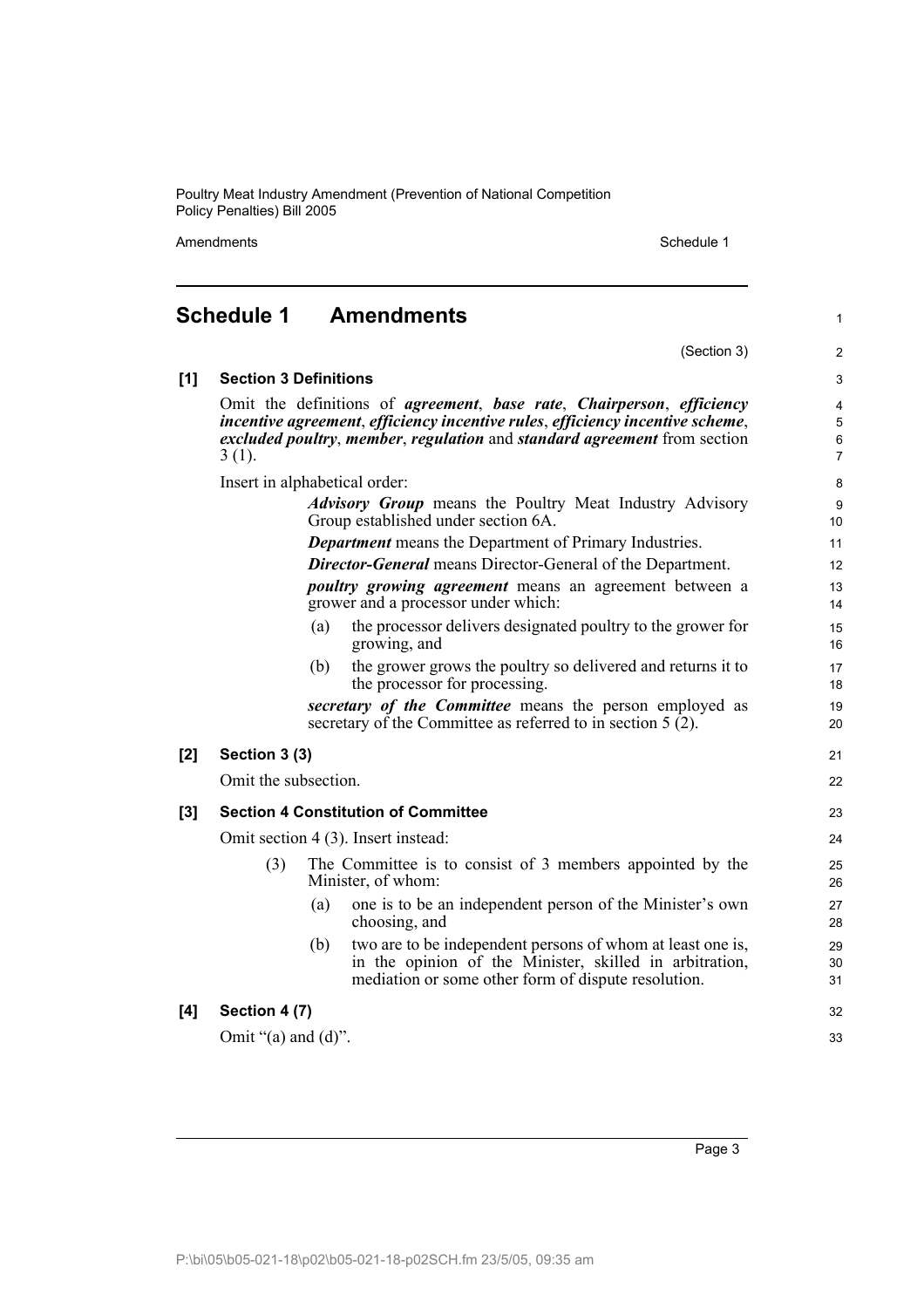## Schedule 1 Amendments

(Section 3)

**[1] Section 3 Definitions**

Omit the definitions of ***agreement***, ***base rate***, ***Chairperson***, ***efficiency incentive agreement***, ***efficiency incentive rules***, ***efficiency incentive scheme***, ***excluded poultry***, ***member***, ***regulation*** and ***standard agreement*** from section 3 (1).

Insert in alphabetical order:

> ***Advisory Group*** means the Poultry Meat Industry Advisory Group established under section 6A.
>
> ***Department*** means the Department of Primary Industries.
>
> ***Director-General*** means Director-General of the Department.
>
> ***poultry growing agreement*** means an agreement between a grower and a processor under which:
>
> (a) the processor delivers designated poultry to the grower for growing, and
>
> (b) the grower grows the poultry so delivered and returns it to the processor for processing.
>
> ***secretary of the Committee*** means the person employed as secretary of the Committee as referred to in section 5 (2).

**[2] Section 3 (3)**

Omit the subsection.

**[3] Section 4 Constitution of Committee**

Omit section 4 (3). Insert instead:

> (3) The Committee is to consist of 3 members appointed by the Minister, of whom:
>
> (a) one is to be an independent person of the Minister's own choosing, and
>
> (b) two are to be independent persons of whom at least one is, in the opinion of the Minister, skilled in arbitration, mediation or some other form of dispute resolution.

**[4] Section 4 (7)**

Omit "(a) and (d)".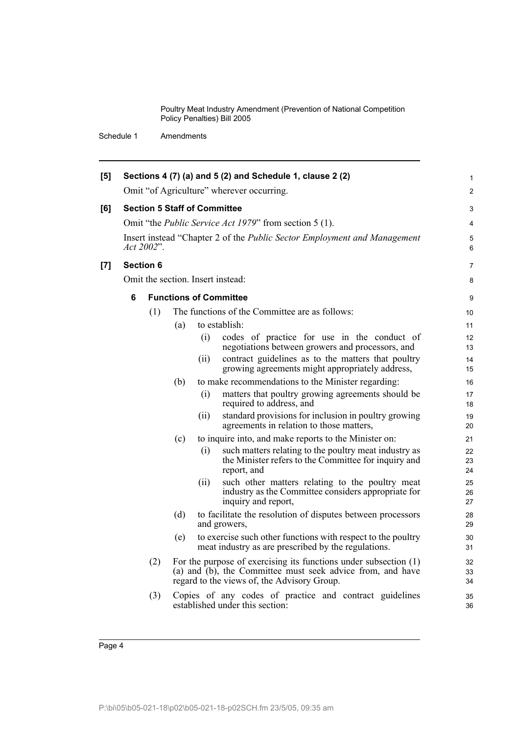**[5] Sections 4 (7) (a) and 5 (2) and Schedule 1, clause 2 (2)**

Omit "of Agriculture" wherever occurring.

**[6] Section 5 Staff of Committee**

Omit "the *Public Service Act 1979*" from section 5 (1).

Insert instead "Chapter 2 of the *Public Sector Employment and Management Act 2002*".

**[7] Section 6**

Omit the section. Insert instead:

**6 Functions of Committee**

(1) The functions of the Committee are as follows:

- (a) to establish:
  - (i) codes of practice for use in the conduct of negotiations between growers and processors, and
  - (ii) contract guidelines as to the matters that poultry growing agreements might appropriately address,
- (b) to make recommendations to the Minister regarding:
  - (i) matters that poultry growing agreements should be required to address, and
  - (ii) standard provisions for inclusion in poultry growing agreements in relation to those matters,
- (c) to inquire into, and make reports to the Minister on:
  - (i) such matters relating to the poultry meat industry as the Minister refers to the Committee for inquiry and report, and
  - (ii) such other matters relating to the poultry meat industry as the Committee considers appropriate for inquiry and report,
- (d) to facilitate the resolution of disputes between processors and growers,
- (e) to exercise such other functions with respect to the poultry meat industry as are prescribed by the regulations.

(2) For the purpose of exercising its functions under subsection (1) (a) and (b), the Committee must seek advice from, and have regard to the views of, the Advisory Group.

(3) Copies of any codes of practice and contract guidelines established under this section: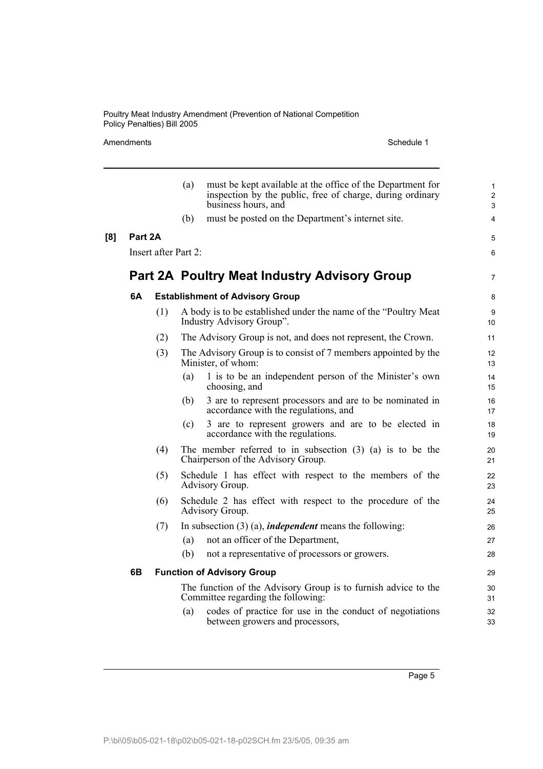(a) must be kept available at the office of the Department for inspection by the public, free of charge, during ordinary business hours, and

(b) must be posted on the Department's internet site.

**[8] Part 2A**

Insert after Part 2:

## Part 2A Poultry Meat Industry Advisory Group

### 6A Establishment of Advisory Group

(1) A body is to be established under the name of the "Poultry Meat Industry Advisory Group".

(2) The Advisory Group is not, and does not represent, the Crown.

(3) The Advisory Group is to consist of 7 members appointed by the Minister, of whom:

- (a) 1 is to be an independent person of the Minister's own choosing, and
- (b) 3 are to represent processors and are to be nominated in accordance with the regulations, and
- (c) 3 are to represent growers and are to be elected in accordance with the regulations.

(4) The member referred to in subsection (3) (a) is to be the Chairperson of the Advisory Group.

(5) Schedule 1 has effect with respect to the members of the Advisory Group.

(6) Schedule 2 has effect with respect to the procedure of the Advisory Group.

(7) In subsection (3) (a), ***independent*** means the following:

- (a) not an officer of the Department,
- (b) not a representative of processors or growers.

### 6B Function of Advisory Group

The function of the Advisory Group is to furnish advice to the Committee regarding the following:

- (a) codes of practice for use in the conduct of negotiations between growers and processors,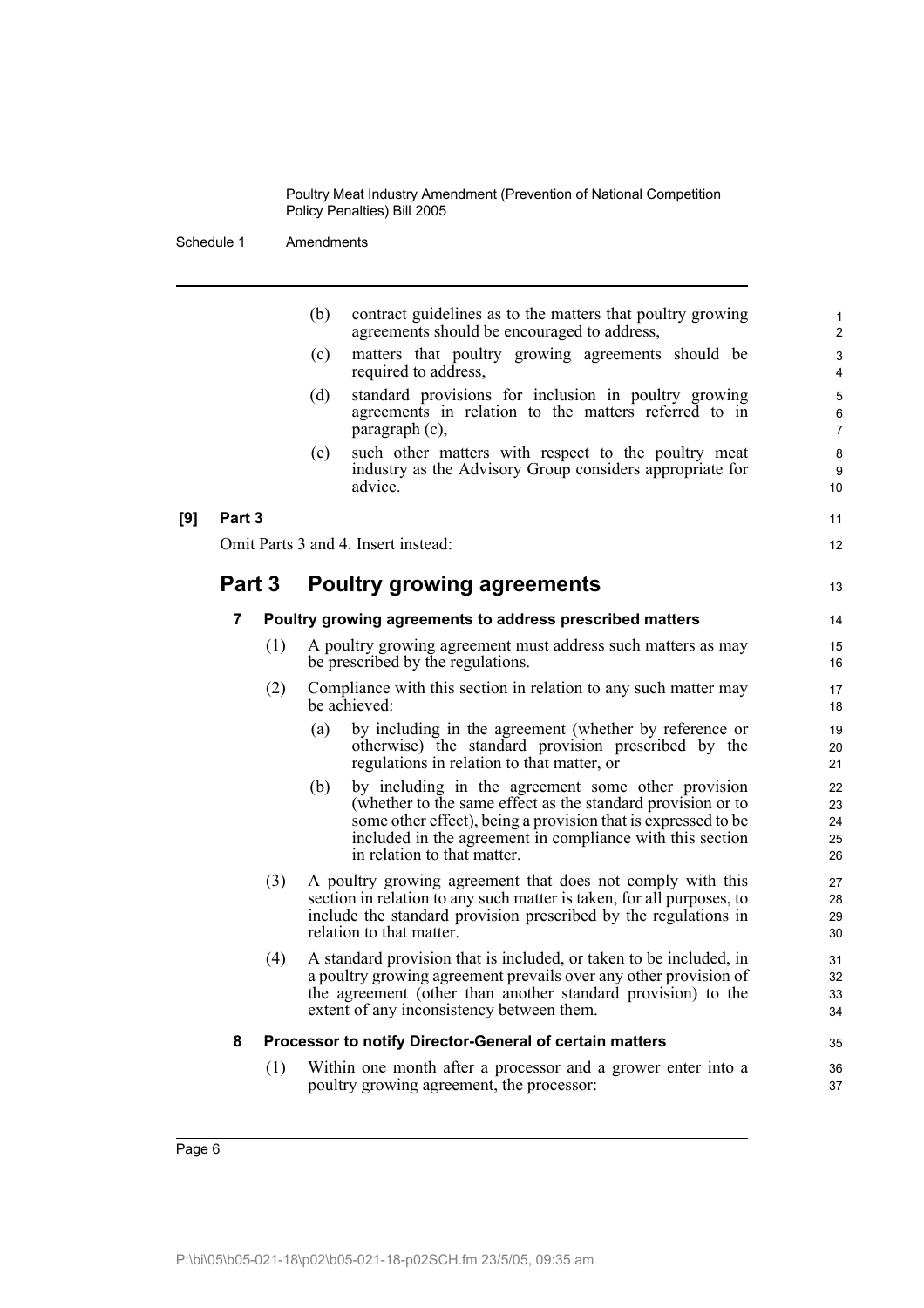(b) contract guidelines as to the matters that poultry growing agreements should be encouraged to address,

(c) matters that poultry growing agreements should be required to address,

(d) standard provisions for inclusion in poultry growing agreements in relation to the matters referred to in paragraph (c),

(e) such other matters with respect to the poultry meat industry as the Advisory Group considers appropriate for advice.

**[9] Part 3**

Omit Parts 3 and 4. Insert instead:

## Part 3 Poultry growing agreements

### 7 Poultry growing agreements to address prescribed matters

(1) A poultry growing agreement must address such matters as may be prescribed by the regulations.

(2) Compliance with this section in relation to any such matter may be achieved:

(a) by including in the agreement (whether by reference or otherwise) the standard provision prescribed by the regulations in relation to that matter, or

(b) by including in the agreement some other provision (whether to the same effect as the standard provision or to some other effect), being a provision that is expressed to be included in the agreement in compliance with this section in relation to that matter.

(3) A poultry growing agreement that does not comply with this section in relation to any such matter is taken, for all purposes, to include the standard provision prescribed by the regulations in relation to that matter.

(4) A standard provision that is included, or taken to be included, in a poultry growing agreement prevails over any other provision of the agreement (other than another standard provision) to the extent of any inconsistency between them.

### 8 Processor to notify Director-General of certain matters

(1) Within one month after a processor and a grower enter into a poultry growing agreement, the processor: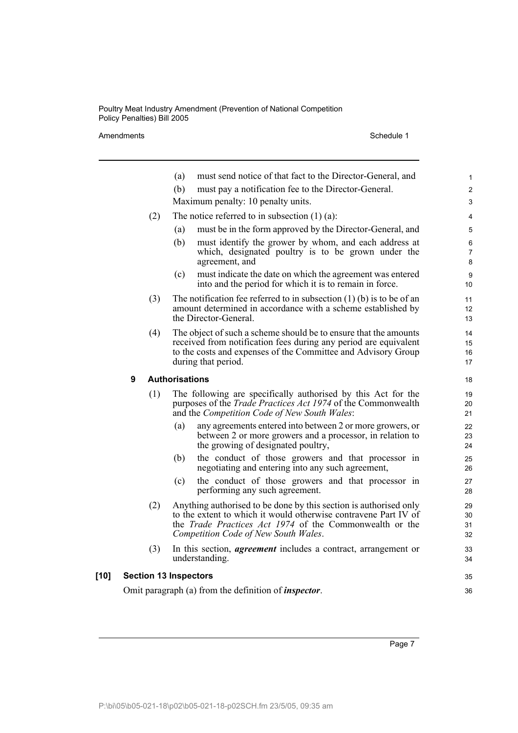(a) must send notice of that fact to the Director-General, and

(b) must pay a notification fee to the Director-General.

Maximum penalty: 10 penalty units.

(2) The notice referred to in subsection (1) (a):

(a) must be in the form approved by the Director-General, and

(b) must identify the grower by whom, and each address at which, designated poultry is to be grown under the agreement, and

(c) must indicate the date on which the agreement was entered into and the period for which it is to remain in force.

(3) The notification fee referred to in subsection (1) (b) is to be of an amount determined in accordance with a scheme established by the Director-General.

(4) The object of such a scheme should be to ensure that the amounts received from notification fees during any period are equivalent to the costs and expenses of the Committee and Advisory Group during that period.

### 9 Authorisations

(1) The following are specifically authorised by this Act for the purposes of the *Trade Practices Act 1974* of the Commonwealth and the *Competition Code of New South Wales*:

(a) any agreements entered into between 2 or more growers, or between 2 or more growers and a processor, in relation to the growing of designated poultry,

(b) the conduct of those growers and that processor in negotiating and entering into any such agreement,

(c) the conduct of those growers and that processor in performing any such agreement.

(2) Anything authorised to be done by this section is authorised only to the extent to which it would otherwise contravene Part IV of the *Trade Practices Act 1974* of the Commonwealth or the *Competition Code of New South Wales*.

(3) In this section, ***agreement*** includes a contract, arrangement or understanding.

## [10] Section 13 Inspectors

Omit paragraph (a) from the definition of ***inspector***.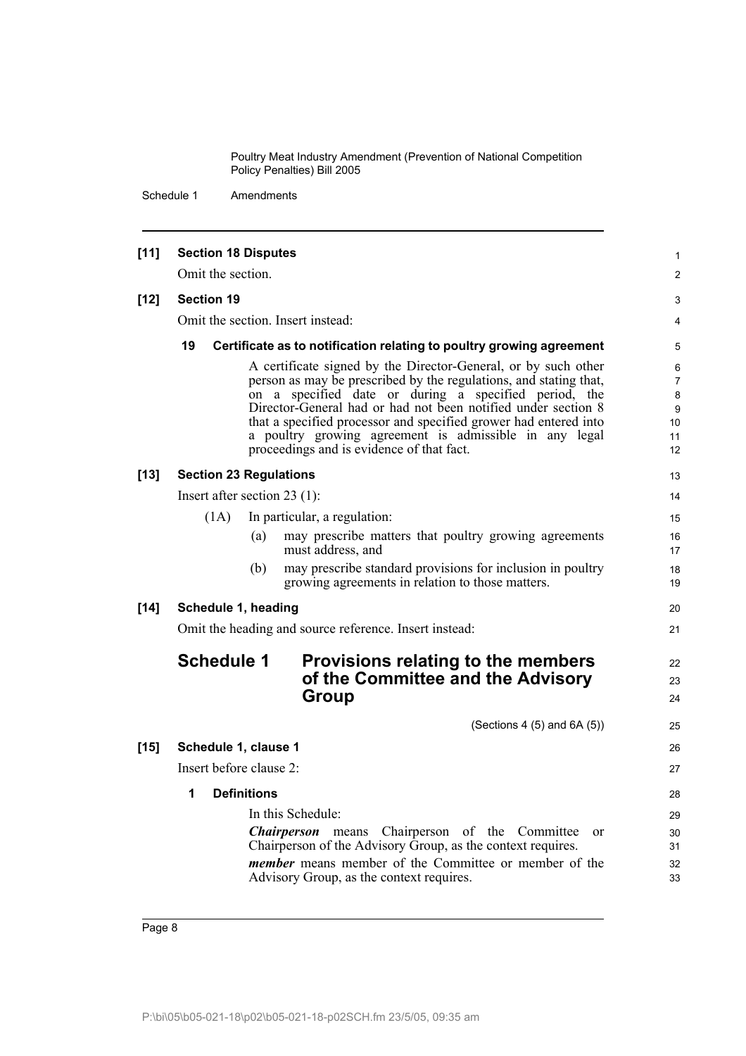**[11] Section 18 Disputes**

Omit the section.

**[12] Section 19**

Omit the section. Insert instead:

**19 Certificate as to notification relating to poultry growing agreement**

A certificate signed by the Director-General, or by such other person as may be prescribed by the regulations, and stating that, on a specified date or during a specified period, the Director-General had or had not been notified under section 8 that a specified processor and specified grower had entered into a poultry growing agreement is admissible in any legal proceedings and is evidence of that fact.

**[13] Section 23 Regulations**

Insert after section 23 (1):

(1A) In particular, a regulation:

(a) may prescribe matters that poultry growing agreements must address, and

(b) may prescribe standard provisions for inclusion in poultry growing agreements in relation to those matters.

**[14] Schedule 1, heading**

Omit the heading and source reference. Insert instead:

## Schedule 1 Provisions relating to the members of the Committee and the Advisory Group

(Sections 4 (5) and 6A (5))

**[15] Schedule 1, clause 1**

Insert before clause 2:

**1 Definitions**

In this Schedule:

***Chairperson*** means Chairperson of the Committee or Chairperson of the Advisory Group, as the context requires.

***member*** means member of the Committee or member of the Advisory Group, as the context requires.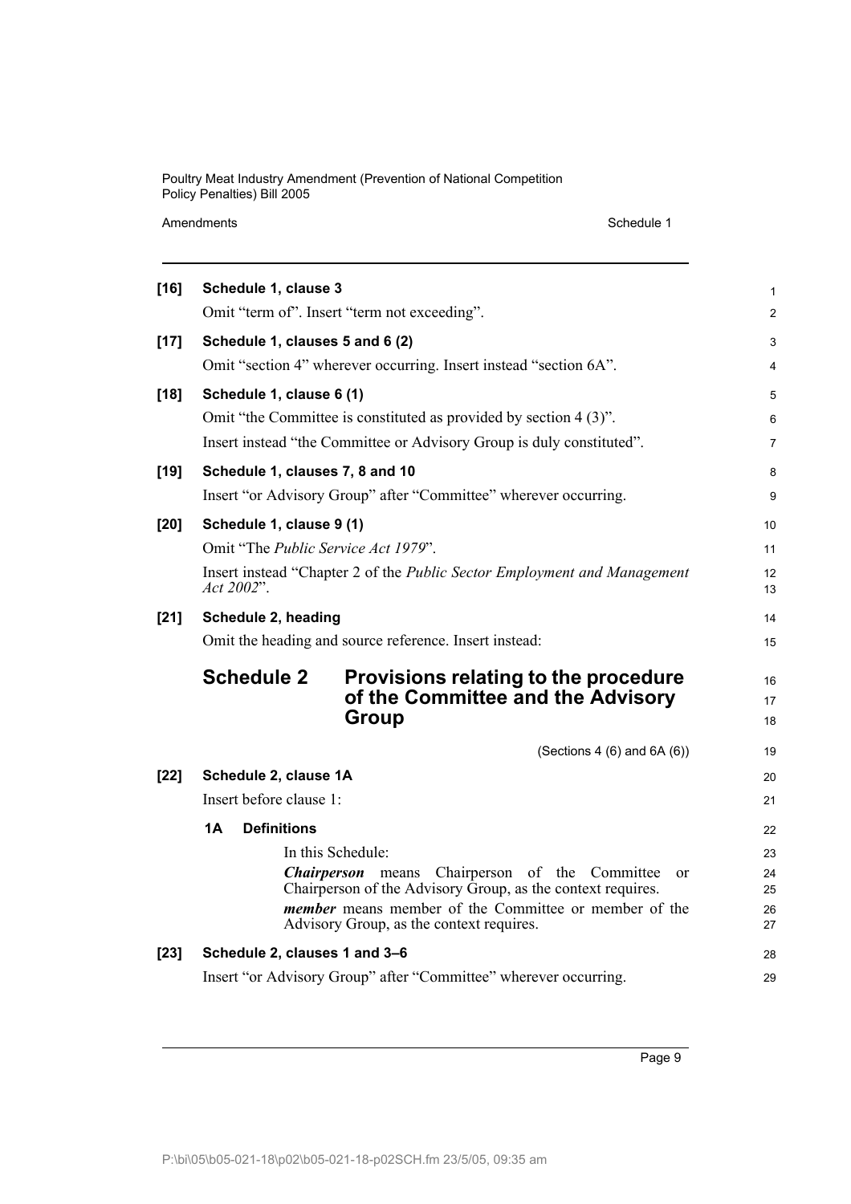**[16] Schedule 1, clause 3**

Omit "term of". Insert "term not exceeding".

**[17] Schedule 1, clauses 5 and 6 (2)**

Omit "section 4" wherever occurring. Insert instead "section 6A".

**[18] Schedule 1, clause 6 (1)**

Omit "the Committee is constituted as provided by section 4 (3)".

Insert instead "the Committee or Advisory Group is duly constituted".

**[19] Schedule 1, clauses 7, 8 and 10**

Insert "or Advisory Group" after "Committee" wherever occurring.

**[20] Schedule 1, clause 9 (1)**

Omit "The *Public Service Act 1979*".

Insert instead "Chapter 2 of the *Public Sector Employment and Management Act 2002*".

**[21] Schedule 2, heading**

Omit the heading and source reference. Insert instead:

## Schedule 2 Provisions relating to the procedure of the Committee and the Advisory Group

(Sections 4 (6) and 6A (6))

**[22] Schedule 2, clause 1A**

Insert before clause 1:

**1A Definitions**

In this Schedule:

***Chairperson*** means Chairperson of the Committee or Chairperson of the Advisory Group, as the context requires.

***member*** means member of the Committee or member of the Advisory Group, as the context requires.

**[23] Schedule 2, clauses 1 and 3–6**

Insert "or Advisory Group" after "Committee" wherever occurring.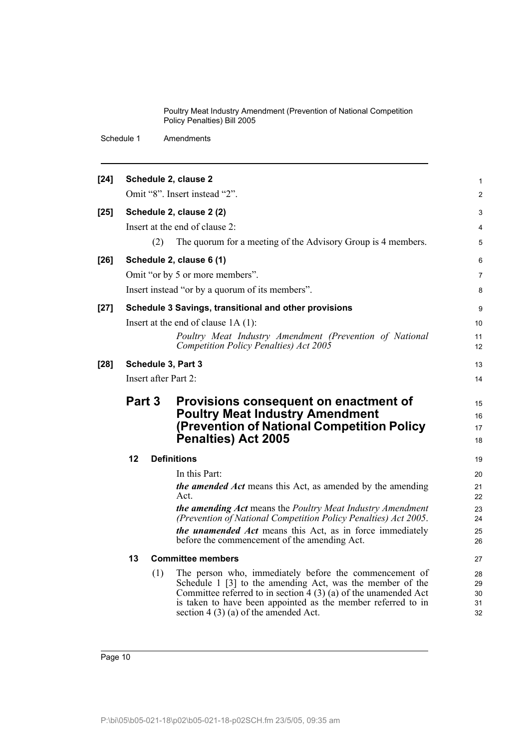**[24] Schedule 2, clause 2**

Omit "8". Insert instead "2".

**[25] Schedule 2, clause 2 (2)**

Insert at the end of clause 2:

(2) The quorum for a meeting of the Advisory Group is 4 members.

**[26] Schedule 2, clause 6 (1)**

Omit "or by 5 or more members".

Insert instead "or by a quorum of its members".

**[27] Schedule 3 Savings, transitional and other provisions**

Insert at the end of clause 1A (1):

*Poultry Meat Industry Amendment (Prevention of National Competition Policy Penalties) Act 2005*

**[28] Schedule 3, Part 3**

Insert after Part 2:

# Part 3 Provisions consequent on enactment of Poultry Meat Industry Amendment (Prevention of National Competition Policy Penalties) Act 2005

### 12 Definitions

In this Part:

***the amended Act*** means this Act, as amended by the amending Act.

***the amending Act*** means the *Poultry Meat Industry Amendment (Prevention of National Competition Policy Penalties) Act 2005*.

***the unamended Act*** means this Act, as in force immediately before the commencement of the amending Act.

### 13 Committee members

(1) The person who, immediately before the commencement of Schedule 1 [3] to the amending Act, was the member of the Committee referred to in section 4 (3) (a) of the unamended Act is taken to have been appointed as the member referred to in section 4 (3) (a) of the amended Act.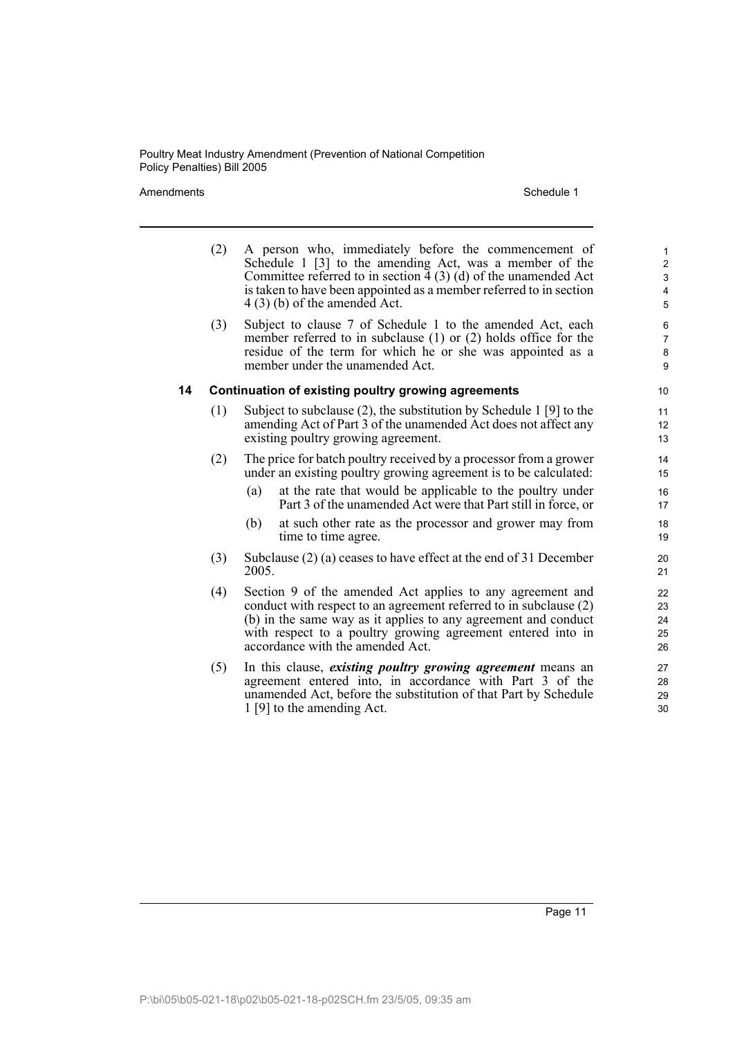(2) A person who, immediately before the commencement of Schedule 1 [3] to the amending Act, was a member of the Committee referred to in section 4 (3) (d) of the unamended Act is taken to have been appointed as a member referred to in section 4 (3) (b) of the amended Act.

(3) Subject to clause 7 of Schedule 1 to the amended Act, each member referred to in subclause (1) or (2) holds office for the residue of the term for which he or she was appointed as a member under the unamended Act.

### 14 Continuation of existing poultry growing agreements

(1) Subject to subclause (2), the substitution by Schedule 1 [9] to the amending Act of Part 3 of the unamended Act does not affect any existing poultry growing agreement.

(2) The price for batch poultry received by a processor from a grower under an existing poultry growing agreement is to be calculated:

(a) at the rate that would be applicable to the poultry under Part 3 of the unamended Act were that Part still in force, or

(b) at such other rate as the processor and grower may from time to time agree.

(3) Subclause (2) (a) ceases to have effect at the end of 31 December 2005.

(4) Section 9 of the amended Act applies to any agreement and conduct with respect to an agreement referred to in subclause (2) (b) in the same way as it applies to any agreement and conduct with respect to a poultry growing agreement entered into in accordance with the amended Act.

(5) In this clause, ***existing poultry growing agreement*** means an agreement entered into, in accordance with Part 3 of the unamended Act, before the substitution of that Part by Schedule 1 [9] to the amending Act.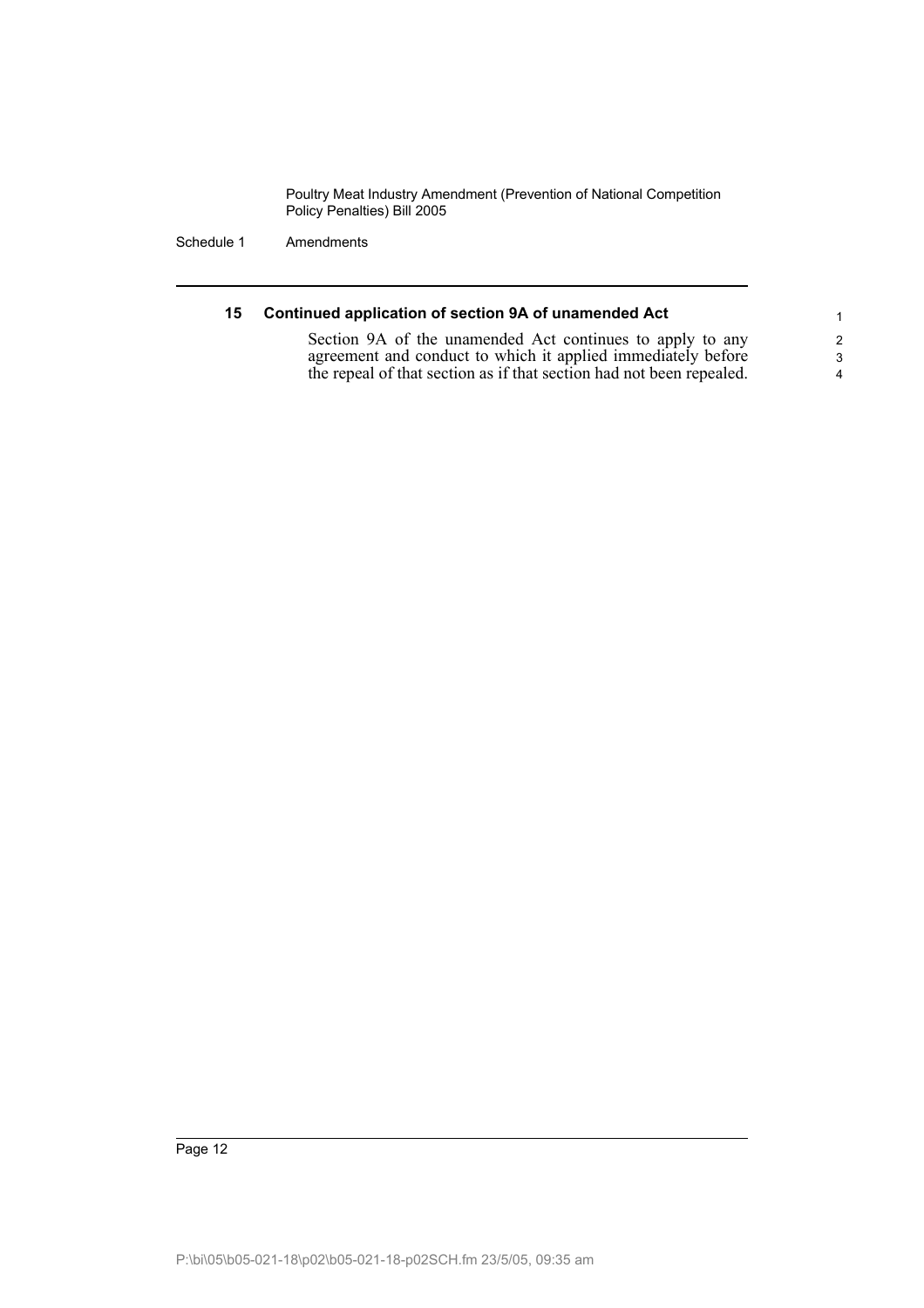### 15 Continued application of section 9A of unamended Act

Section 9A of the unamended Act continues to apply to any agreement and conduct to which it applied immediately before the repeal of that section as if that section had not been repealed.